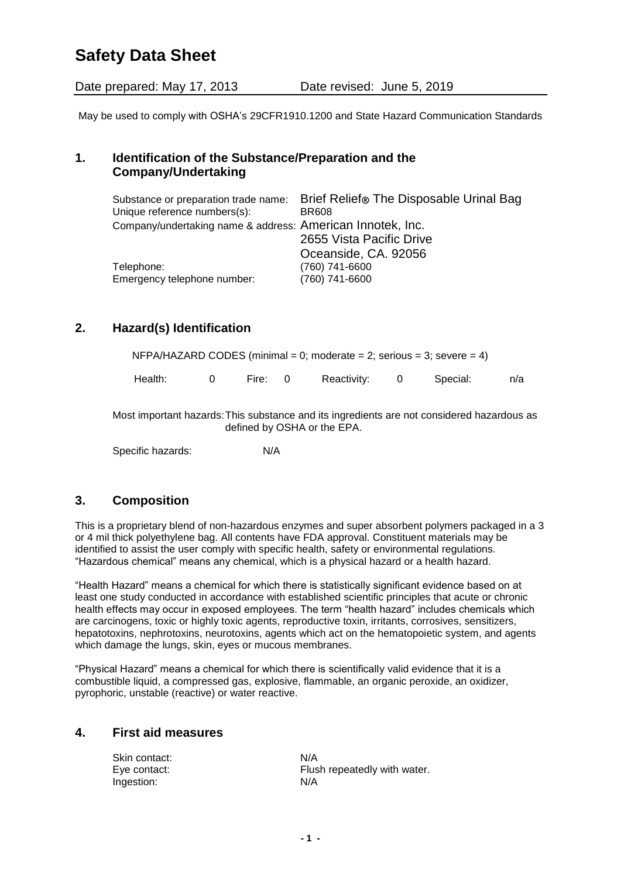# Safety Data Sheet

Date prepared: May 17, 2013 Date revised: June 5, 2019

May be used to comply with OSHA's 29CFR1910.1200 and State Hazard Communication Standards

## 1. Identification of the Substance/Preparation and the Company/Undertaking

| | |
|---|---|
| Substance or preparation trade name: | Brief Relief® The Disposable Urinal Bag |
| Unique reference numbers(s): | BR608 |
| Company/undertaking name & address: | American Innotek, Inc.<br>2655 Vista Pacific Drive<br>Oceanside, CA. 92056 |
| Telephone: | (760) 741-6600 |
| Emergency telephone number: | (760) 741-6600 |

## 2. Hazard(s) Identification

NFPA/HAZARD CODES (minimal = 0; moderate = 2; serious = 3; severe = 4)

| Health: | 0 | Fire: | 0 | Reactivity: | 0 | Special: | n/a |
|---|---|---|---|---|---|---|---|

Most important hazards: This substance and its ingredients are not considered hazardous as defined by OSHA or the EPA.

Specific hazards: N/A

## 3. Composition

This is a proprietary blend of non-hazardous enzymes and super absorbent polymers packaged in a 3 or 4 mil thick polyethylene bag. All contents have FDA approval. Constituent materials may be identified to assist the user comply with specific health, safety or environmental regulations. "Hazardous chemical" means any chemical, which is a physical hazard or a health hazard.

"Health Hazard" means a chemical for which there is statistically significant evidence based on at least one study conducted in accordance with established scientific principles that acute or chronic health effects may occur in exposed employees. The term "health hazard" includes chemicals which are carcinogens, toxic or highly toxic agents, reproductive toxin, irritants, corrosives, sensitizers, hepatotoxins, nephrotoxins, neurotoxins, agents which act on the hematopoietic system, and agents which damage the lungs, skin, eyes or mucous membranes.

"Physical Hazard" means a chemical for which there is scientifically valid evidence that it is a combustible liquid, a compressed gas, explosive, flammable, an organic peroxide, an oxidizer, pyrophoric, unstable (reactive) or water reactive.

## 4. First aid measures

| | |
|---|---|
| Skin contact: | N/A |
| Eye contact: | Flush repeatedly with water. |
| Ingestion: | N/A |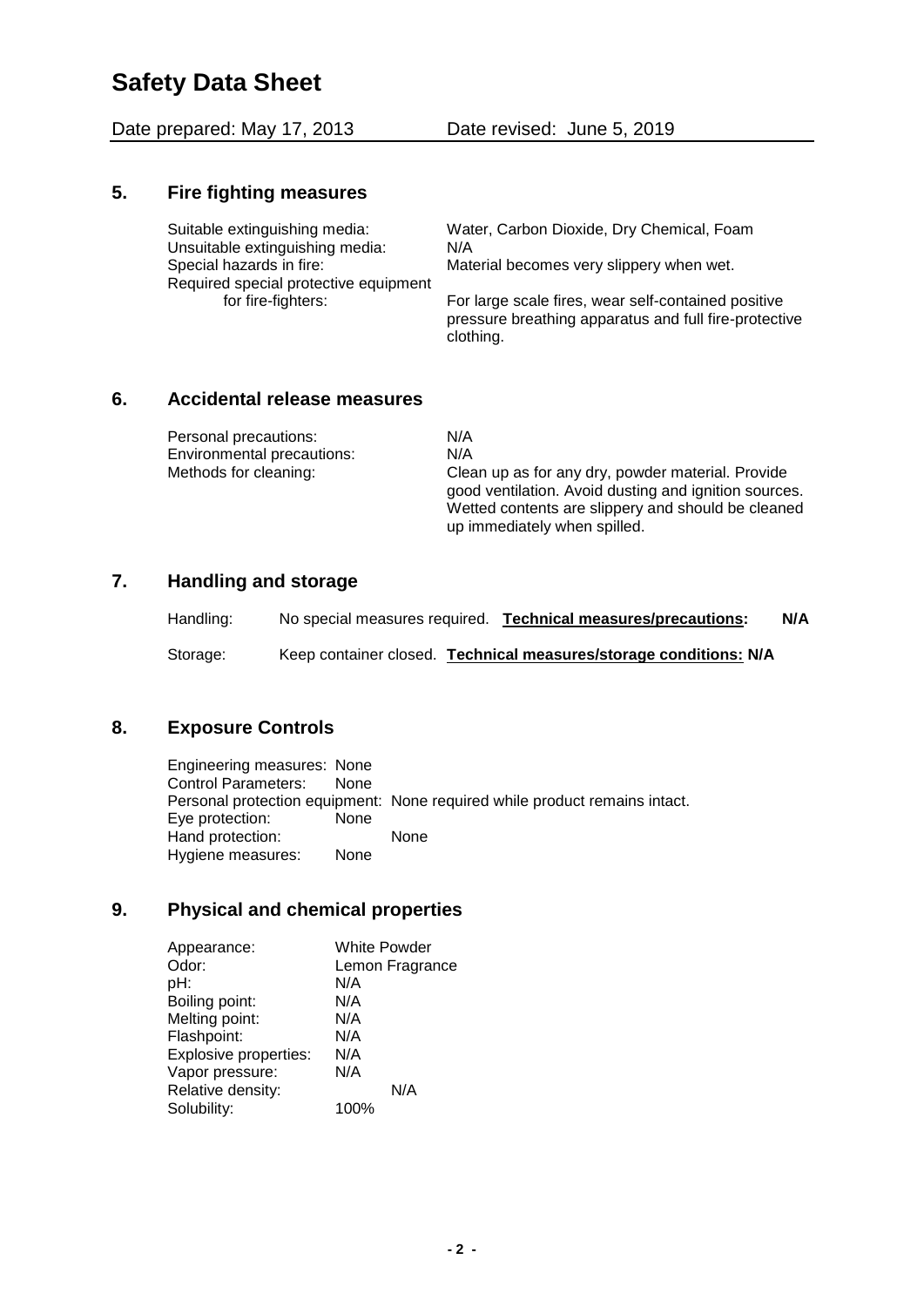# Safety Data Sheet

Date prepared: May 17, 2013 Date revised: June 5, 2019

## 5. Fire fighting measures

| | |
|---|---|
| Suitable extinguishing media: | Water, Carbon Dioxide, Dry Chemical, Foam |
| Unsuitable extinguishing media: | N/A |
| Special hazards in fire: | Material becomes very slippery when wet. |
| Required special protective equipment for fire-fighters: | For large scale fires, wear self-contained positive pressure breathing apparatus and full fire-protective clothing. |

## 6. Accidental release measures

| | |
|---|---|
| Personal precautions: | N/A |
| Environmental precautions: | N/A |
| Methods for cleaning: | Clean up as for any dry, powder material. Provide good ventilation. Avoid dusting and ignition sources. Wetted contents are slippery and should be cleaned up immediately when spilled. |

## 7. Handling and storage

Handling: No special measures required. **Technical measures/precautions:** **N/A**

Storage: Keep container closed. **Technical measures/storage conditions: N/A**

## 8. Exposure Controls

Engineering measures: None
Control Parameters: None
Personal protection equipment: None required while product remains intact.
Eye protection: None
Hand protection: None
Hygiene measures: None

## 9. Physical and chemical properties

| | |
|---|---|
| Appearance: | White Powder |
| Odor: | Lemon Fragrance |
| pH: | N/A |
| Boiling point: | N/A |
| Melting point: | N/A |
| Flashpoint: | N/A |
| Explosive properties: | N/A |
| Vapor pressure: | N/A |
| Relative density: | N/A |
| Solubility: | 100% |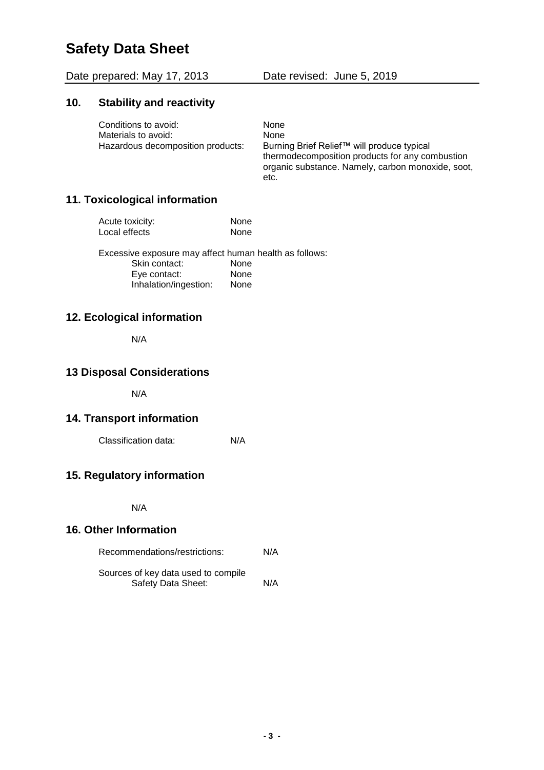# Safety Data Sheet

Date prepared: May 17, 2013 Date revised: June 5, 2019

## 10. Stability and reactivity

| | |
|---|---|
| Conditions to avoid: | None |
| Materials to avoid: | None |
| Hazardous decomposition products: | Burning Brief Relief™ will produce typical thermodecomposition products for any combustion organic substance. Namely, carbon monoxide, soot, etc. |

## 11. Toxicological information

| | |
|---|---|
| Acute toxicity: | None |
| Local effects | None |

Excessive exposure may affect human health as follows:

| | |
|---|---|
| Skin contact: | None |
| Eye contact: | None |
| Inhalation/ingestion: | None |

## 12. Ecological information

N/A

## 13 Disposal Considerations

N/A

## 14. Transport information

Classification data: N/A

## 15. Regulatory information

N/A

## 16. Other Information

| | |
|---|---|
| Recommendations/restrictions: | N/A |
| Sources of key data used to compile Safety Data Sheet: | N/A |